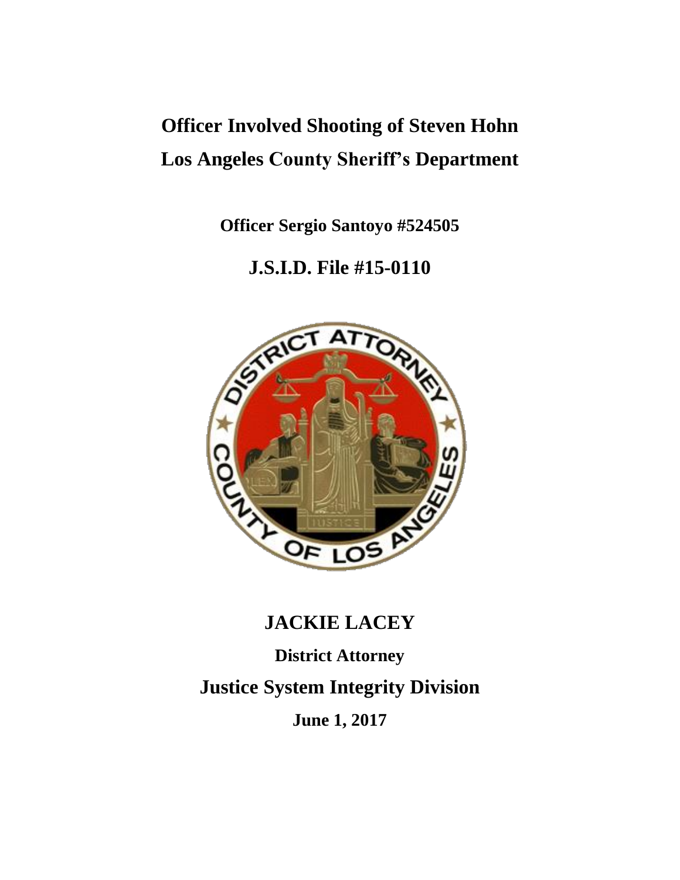# Officer Involved Shooting of Steven Hohn
# Los Angeles County Sheriff's Department

**Officer Sergio Santoyo #524505**

## J.S.I.D. File #15-0110

## JACKIE LACEY

**District Attorney**

## Justice System Integrity Division

**June 1, 2017**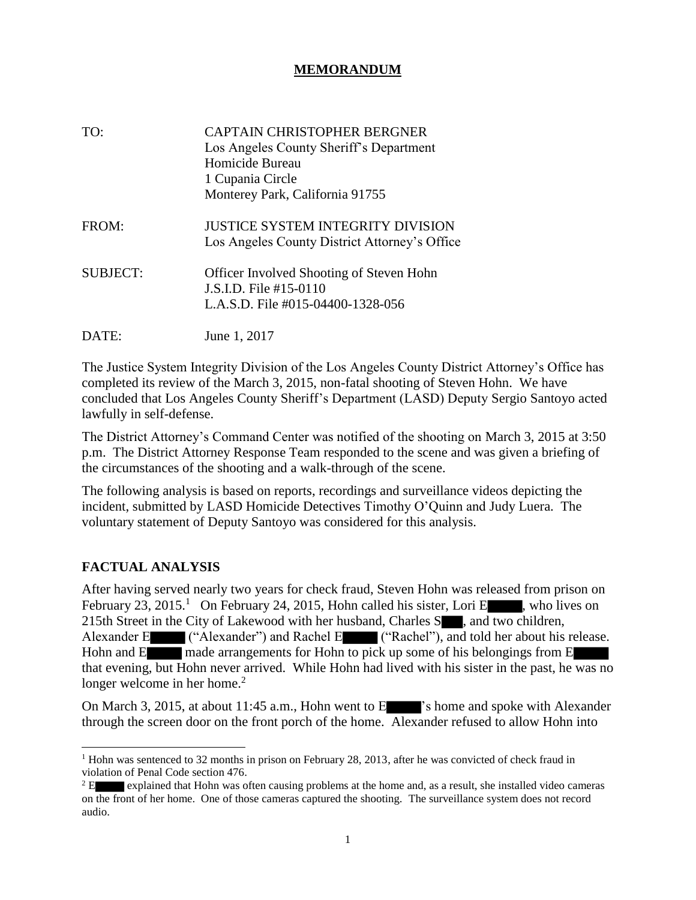**MEMORANDUM**

TO: CAPTAIN CHRISTOPHER BERGNER
Los Angeles County Sheriff's Department
Homicide Bureau
1 Cupania Circle
Monterey Park, California 91755

FROM: JUSTICE SYSTEM INTEGRITY DIVISION
Los Angeles County District Attorney's Office

SUBJECT: Officer Involved Shooting of Steven Hohn
J.S.I.D. File #15-0110
L.A.S.D. File #015-04400-1328-056

DATE: June 1, 2017

The Justice System Integrity Division of the Los Angeles County District Attorney's Office has completed its review of the March 3, 2015, non-fatal shooting of Steven Hohn. We have concluded that Los Angeles County Sheriff's Department (LASD) Deputy Sergio Santoyo acted lawfully in self-defense.

The District Attorney's Command Center was notified of the shooting on March 3, 2015 at 3:50 p.m. The District Attorney Response Team responded to the scene and was given a briefing of the circumstances of the shooting and a walk-through of the scene.

The following analysis is based on reports, recordings and surveillance videos depicting the incident, submitted by LASD Homicide Detectives Timothy O'Quinn and Judy Luera. The voluntary statement of Deputy Santoyo was considered for this analysis.

## FACTUAL ANALYSIS

After having served nearly two years for check fraud, Steven Hohn was released from prison on February 23, 2015.[1] On February 24, 2015, Hohn called his sister, Lori E█████, who lives on 215th Street in the City of Lakewood with her husband, Charles S███, and two children, Alexander E█████ ("Alexander") and Rachel E█████ ("Rachel"), and told her about his release. Hohn and E█████ made arrangements for Hohn to pick up some of his belongings from E█████ that evening, but Hohn never arrived. While Hohn had lived with his sister in the past, he was no longer welcome in her home.[2]

On March 3, 2015, at about 11:45 a.m., Hohn went to E█████'s home and spoke with Alexander through the screen door on the front porch of the home. Alexander refused to allow Hohn into

---

[1] Hohn was sentenced to 32 months in prison on February 28, 2013, after he was convicted of check fraud in violation of Penal Code section 476.

[2] E█████ explained that Hohn was often causing problems at the home and, as a result, she installed video cameras on the front of her home. One of those cameras captured the shooting. The surveillance system does not record audio.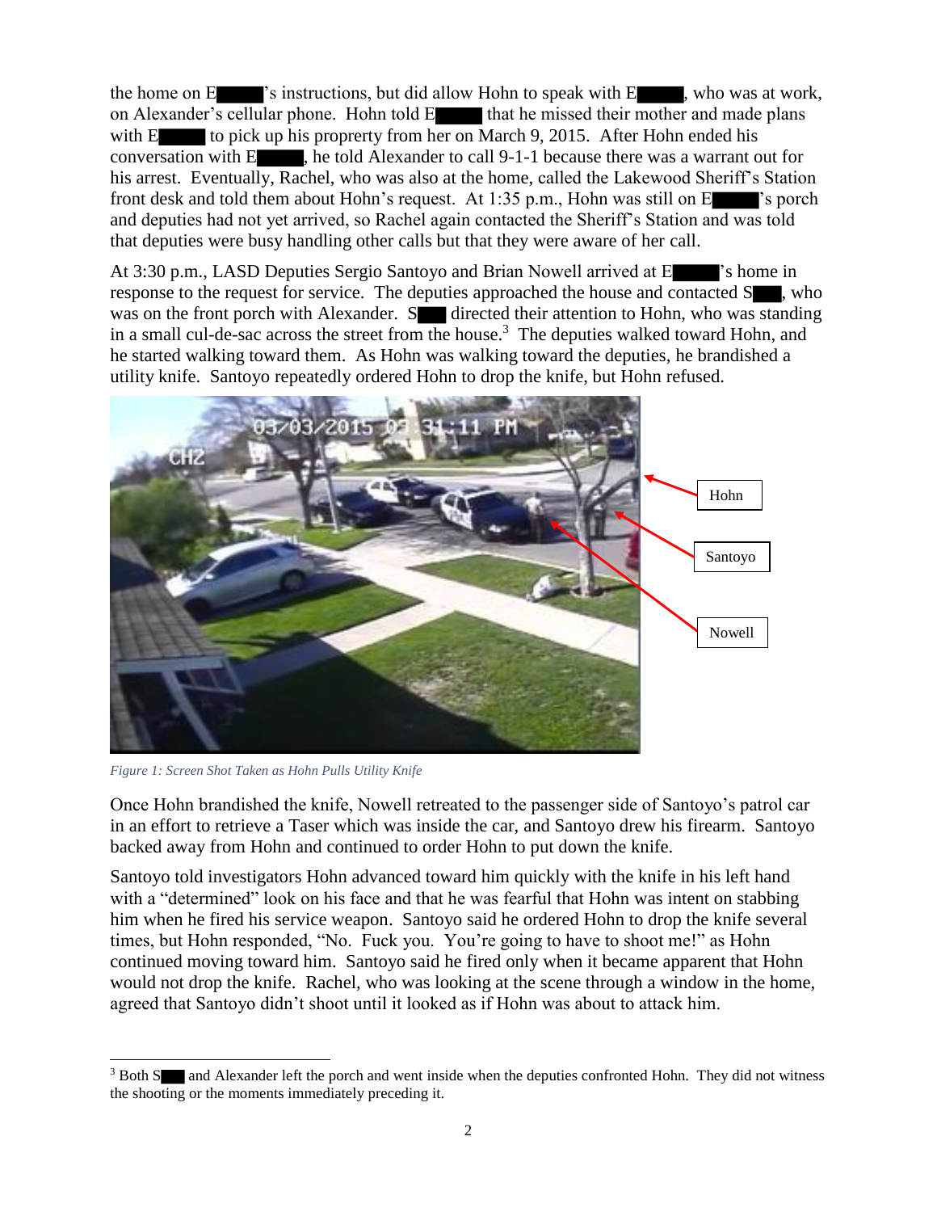the home on E█████'s instructions, but did allow Hohn to speak with E█████, who was at work, on Alexander's cellular phone. Hohn told E█████ that he missed their mother and made plans with E█████ to pick up his proprerty from her on March 9, 2015. After Hohn ended his conversation with E█████, he told Alexander to call 9-1-1 because there was a warrant out for his arrest. Eventually, Rachel, who was also at the home, called the Lakewood Sheriff's Station front desk and told them about Hohn's request. At 1:35 p.m., Hohn was still on E█████'s porch and deputies had not yet arrived, so Rachel again contacted the Sheriff's Station and was told that deputies were busy handling other calls but that they were aware of her call.

At 3:30 p.m., LASD Deputies Sergio Santoyo and Brian Nowell arrived at E█████'s home in response to the request for service. The deputies approached the house and contacted S███, who was on the front porch with Alexander. S███ directed their attention to Hohn, who was standing in a small cul-de-sac across the street from the house.[3] The deputies walked toward Hohn, and he started walking toward them. As Hohn was walking toward the deputies, he brandished a utility knife. Santoyo repeatedly ordered Hohn to drop the knife, but Hohn refused.

*Figure 1: Screen Shot Taken as Hohn Pulls Utility Knife*

Once Hohn brandished the knife, Nowell retreated to the passenger side of Santoyo's patrol car in an effort to retrieve a Taser which was inside the car, and Santoyo drew his firearm. Santoyo backed away from Hohn and continued to order Hohn to put down the knife.

Santoyo told investigators Hohn advanced toward him quickly with the knife in his left hand with a "determined" look on his face and that he was fearful that Hohn was intent on stabbing him when he fired his service weapon. Santoyo said he ordered Hohn to drop the knife several times, but Hohn responded, "No. Fuck you. You're going to have to shoot me!" as Hohn continued moving toward him. Santoyo said he fired only when it became apparent that Hohn would not drop the knife. Rachel, who was looking at the scene through a window in the home, agreed that Santoyo didn't shoot until it looked as if Hohn was about to attack him.

[3] Both S███ and Alexander left the porch and went inside when the deputies confronted Hohn. They did not witness the shooting or the moments immediately preceding it.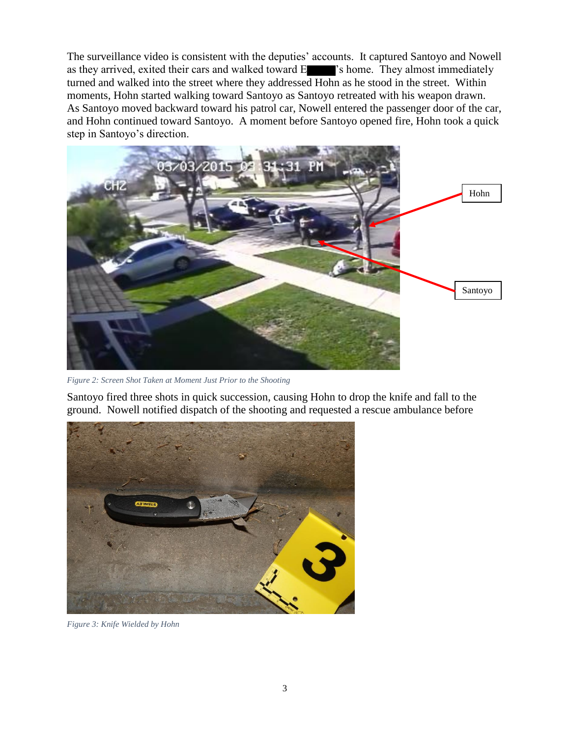The surveillance video is consistent with the deputies' accounts. It captured Santoyo and Nowell as they arrived, exited their cars and walked toward E█████'s home. They almost immediately turned and walked into the street where they addressed Hohn as he stood in the street. Within moments, Hohn started walking toward Santoyo as Santoyo retreated with his weapon drawn. As Santoyo moved backward toward his patrol car, Nowell entered the passenger door of the car, and Hohn continued toward Santoyo. A moment before Santoyo opened fire, Hohn took a quick step in Santoyo's direction.

*Figure 2: Screen Shot Taken at Moment Just Prior to the Shooting*

Santoyo fired three shots in quick succession, causing Hohn to drop the knife and fall to the ground. Nowell notified dispatch of the shooting and requested a rescue ambulance before

*Figure 3: Knife Wielded by Hohn*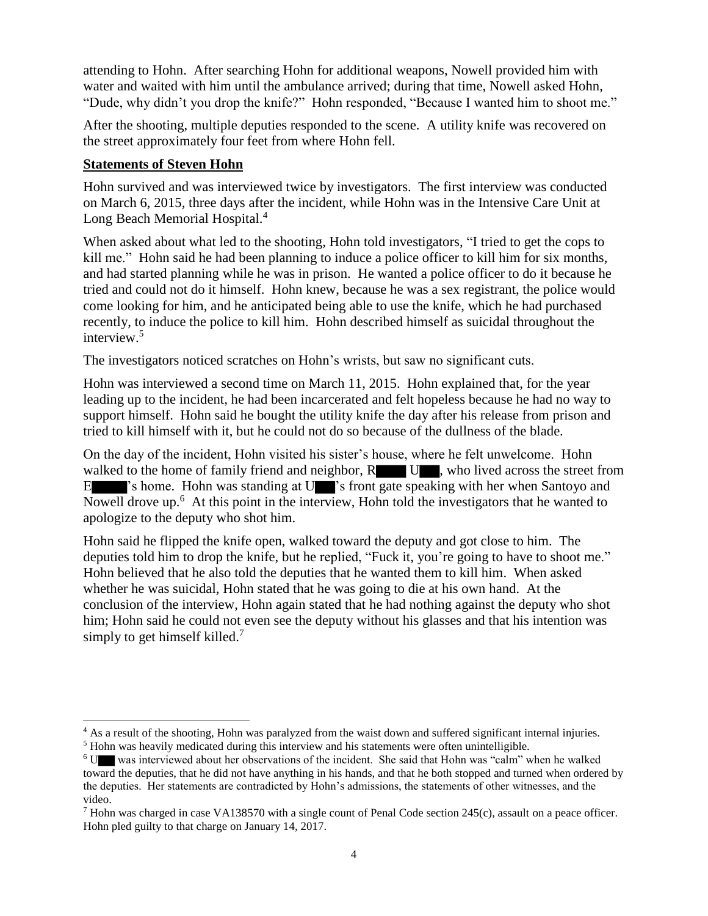attending to Hohn. After searching Hohn for additional weapons, Nowell provided him with water and waited with him until the ambulance arrived; during that time, Nowell asked Hohn, "Dude, why didn't you drop the knife?" Hohn responded, "Because I wanted him to shoot me."

After the shooting, multiple deputies responded to the scene. A utility knife was recovered on the street approximately four feet from where Hohn fell.

**Statements of Steven Hohn**

Hohn survived and was interviewed twice by investigators. The first interview was conducted on March 6, 2015, three days after the incident, while Hohn was in the Intensive Care Unit at Long Beach Memorial Hospital.[4]

When asked about what led to the shooting, Hohn told investigators, "I tried to get the cops to kill me." Hohn said he had been planning to induce a police officer to kill him for six months, and had started planning while he was in prison. He wanted a police officer to do it because he tried and could not do it himself. Hohn knew, because he was a sex registrant, the police would come looking for him, and he anticipated being able to use the knife, which he had purchased recently, to induce the police to kill him. Hohn described himself as suicidal throughout the interview.[5]

The investigators noticed scratches on Hohn's wrists, but saw no significant cuts.

Hohn was interviewed a second time on March 11, 2015. Hohn explained that, for the year leading up to the incident, he had been incarcerated and felt hopeless because he had no way to support himself. Hohn said he bought the utility knife the day after his release from prison and tried to kill himself with it, but he could not do so because of the dullness of the blade.

On the day of the incident, Hohn visited his sister's house, where he felt unwelcome. Hohn walked to the home of family friend and neighbor, R█ U█, who lived across the street from E█'s home. Hohn was standing at U█'s front gate speaking with her when Santoyo and Nowell drove up.[6] At this point in the interview, Hohn told the investigators that he wanted to apologize to the deputy who shot him.

Hohn said he flipped the knife open, walked toward the deputy and got close to him. The deputies told him to drop the knife, but he replied, "Fuck it, you're going to have to shoot me." Hohn believed that he also told the deputies that he wanted them to kill him. When asked whether he was suicidal, Hohn stated that he was going to die at his own hand. At the conclusion of the interview, Hohn again stated that he had nothing against the deputy who shot him; Hohn said he could not even see the deputy without his glasses and that his intention was simply to get himself killed.[7]

---

[4] As a result of the shooting, Hohn was paralyzed from the waist down and suffered significant internal injuries.

[5] Hohn was heavily medicated during this interview and his statements were often unintelligible.

[6] U█ was interviewed about her observations of the incident. She said that Hohn was "calm" when he walked toward the deputies, that he did not have anything in his hands, and that he both stopped and turned when ordered by the deputies. Her statements are contradicted by Hohn's admissions, the statements of other witnesses, and the video.

[7] Hohn was charged in case VA138570 with a single count of Penal Code section 245(c), assault on a peace officer. Hohn pled guilty to that charge on January 14, 2017.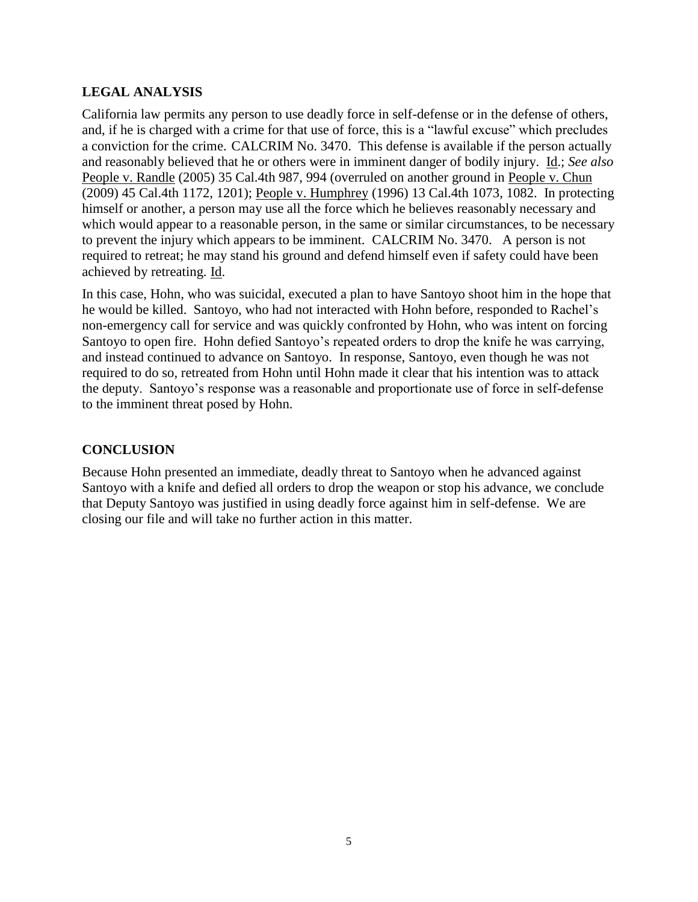## LEGAL ANALYSIS

California law permits any person to use deadly force in self-defense or in the defense of others, and, if he is charged with a crime for that use of force, this is a "lawful excuse" which precludes a conviction for the crime. CALCRIM No. 3470. This defense is available if the person actually and reasonably believed that he or others were in imminent danger of bodily injury. Id.; *See also* People v. Randle (2005) 35 Cal.4th 987, 994 (overruled on another ground in People v. Chun (2009) 45 Cal.4th 1172, 1201); People v. Humphrey (1996) 13 Cal.4th 1073, 1082. In protecting himself or another, a person may use all the force which he believes reasonably necessary and which would appear to a reasonable person, in the same or similar circumstances, to be necessary to prevent the injury which appears to be imminent. CALCRIM No. 3470. A person is not required to retreat; he may stand his ground and defend himself even if safety could have been achieved by retreating. Id.

In this case, Hohn, who was suicidal, executed a plan to have Santoyo shoot him in the hope that he would be killed. Santoyo, who had not interacted with Hohn before, responded to Rachel's non-emergency call for service and was quickly confronted by Hohn, who was intent on forcing Santoyo to open fire. Hohn defied Santoyo's repeated orders to drop the knife he was carrying, and instead continued to advance on Santoyo. In response, Santoyo, even though he was not required to do so, retreated from Hohn until Hohn made it clear that his intention was to attack the deputy. Santoyo's response was a reasonable and proportionate use of force in self-defense to the imminent threat posed by Hohn.

## CONCLUSION

Because Hohn presented an immediate, deadly threat to Santoyo when he advanced against Santoyo with a knife and defied all orders to drop the weapon or stop his advance, we conclude that Deputy Santoyo was justified in using deadly force against him in self-defense. We are closing our file and will take no further action in this matter.